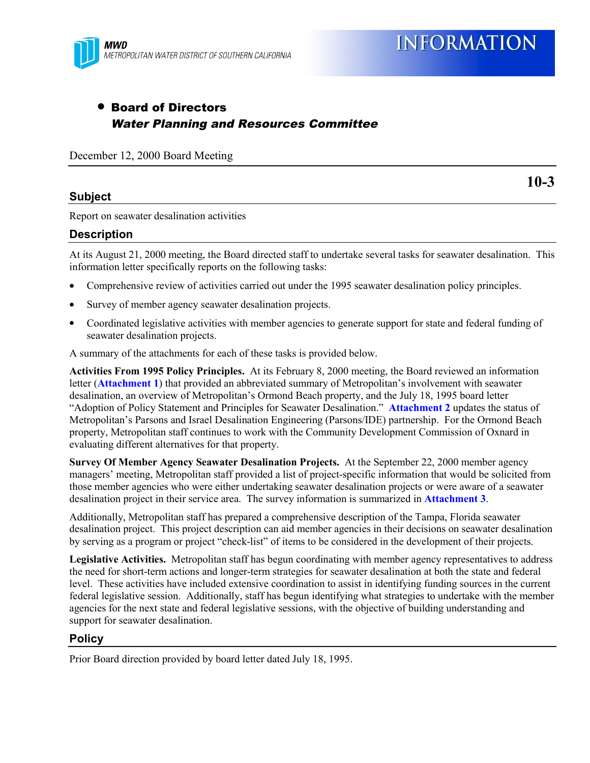MWD
METROPOLITAN WATER DISTRICT OF SOUTHERN CALIFORNIA

# INFORMATION

- **Board of Directors**
  ***Water Planning and Resources Committee***

December 12, 2000 Board Meeting

**10-3**

## Subject

Report on seawater desalination activities

## Description

At its August 21, 2000 meeting, the Board directed staff to undertake several tasks for seawater desalination. This information letter specifically reports on the following tasks:

- Comprehensive review of activities carried out under the 1995 seawater desalination policy principles.
- Survey of member agency seawater desalination projects.
- Coordinated legislative activities with member agencies to generate support for state and federal funding of seawater desalination projects.

A summary of the attachments for each of these tasks is provided below.

**Activities From 1995 Policy Principles.** At its February 8, 2000 meeting, the Board reviewed an information letter (**Attachment 1**) that provided an abbreviated summary of Metropolitan's involvement with seawater desalination, an overview of Metropolitan's Ormond Beach property, and the July 18, 1995 board letter "Adoption of Policy Statement and Principles for Seawater Desalination." **Attachment 2** updates the status of Metropolitan's Parsons and Israel Desalination Engineering (Parsons/IDE) partnership. For the Ormond Beach property, Metropolitan staff continues to work with the Community Development Commission of Oxnard in evaluating different alternatives for that property.

**Survey Of Member Agency Seawater Desalination Projects.** At the September 22, 2000 member agency managers' meeting, Metropolitan staff provided a list of project-specific information that would be solicited from those member agencies who were either undertaking seawater desalination projects or were aware of a seawater desalination project in their service area. The survey information is summarized in **Attachment 3**.

Additionally, Metropolitan staff has prepared a comprehensive description of the Tampa, Florida seawater desalination project. This project description can aid member agencies in their decisions on seawater desalination by serving as a program or project "check-list" of items to be considered in the development of their projects.

**Legislative Activities.** Metropolitan staff has begun coordinating with member agency representatives to address the need for short-term actions and longer-term strategies for seawater desalination at both the state and federal level. These activities have included extensive coordination to assist in identifying funding sources in the current federal legislative session. Additionally, staff has begun identifying what strategies to undertake with the member agencies for the next state and federal legislative sessions, with the objective of building understanding and support for seawater desalination.

## Policy

Prior Board direction provided by board letter dated July 18, 1995.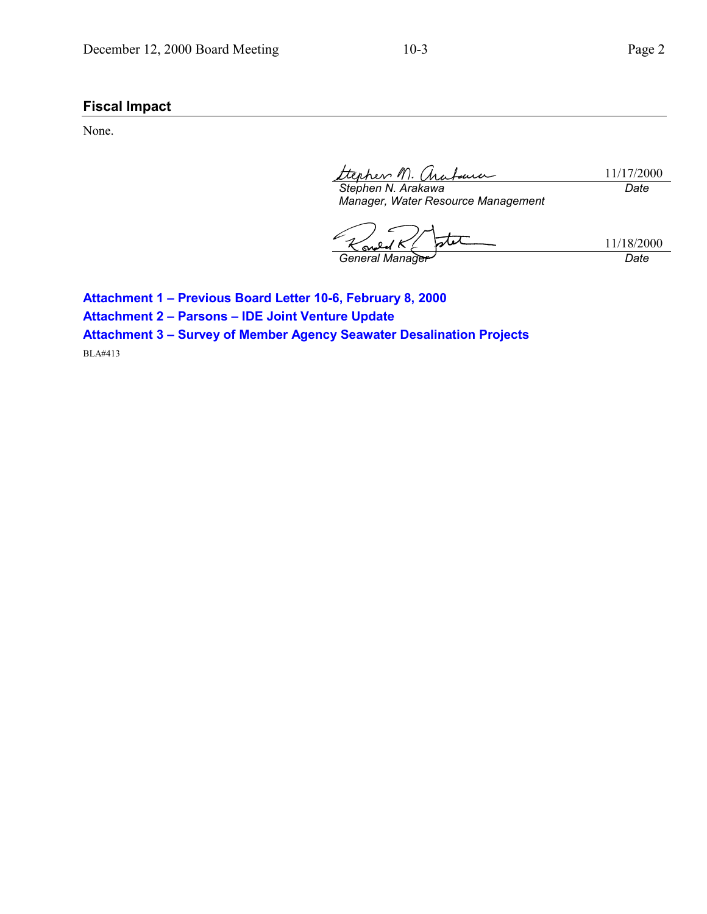## Fiscal Impact

None.

| | |
|---|---|
| *Stephen N. Arakawa* | 11/17/2000 |
| *Manager, Water Resource Management* | *Date* |

| | |
|---|---|
| *General Manager* | 11/18/2000 |
| | *Date* |

**Attachment 1 – Previous Board Letter 10-6, February 8, 2000**

**Attachment 2 – Parsons – IDE Joint Venture Update**

**Attachment 3 – Survey of Member Agency Seawater Desalination Projects**

BLA#413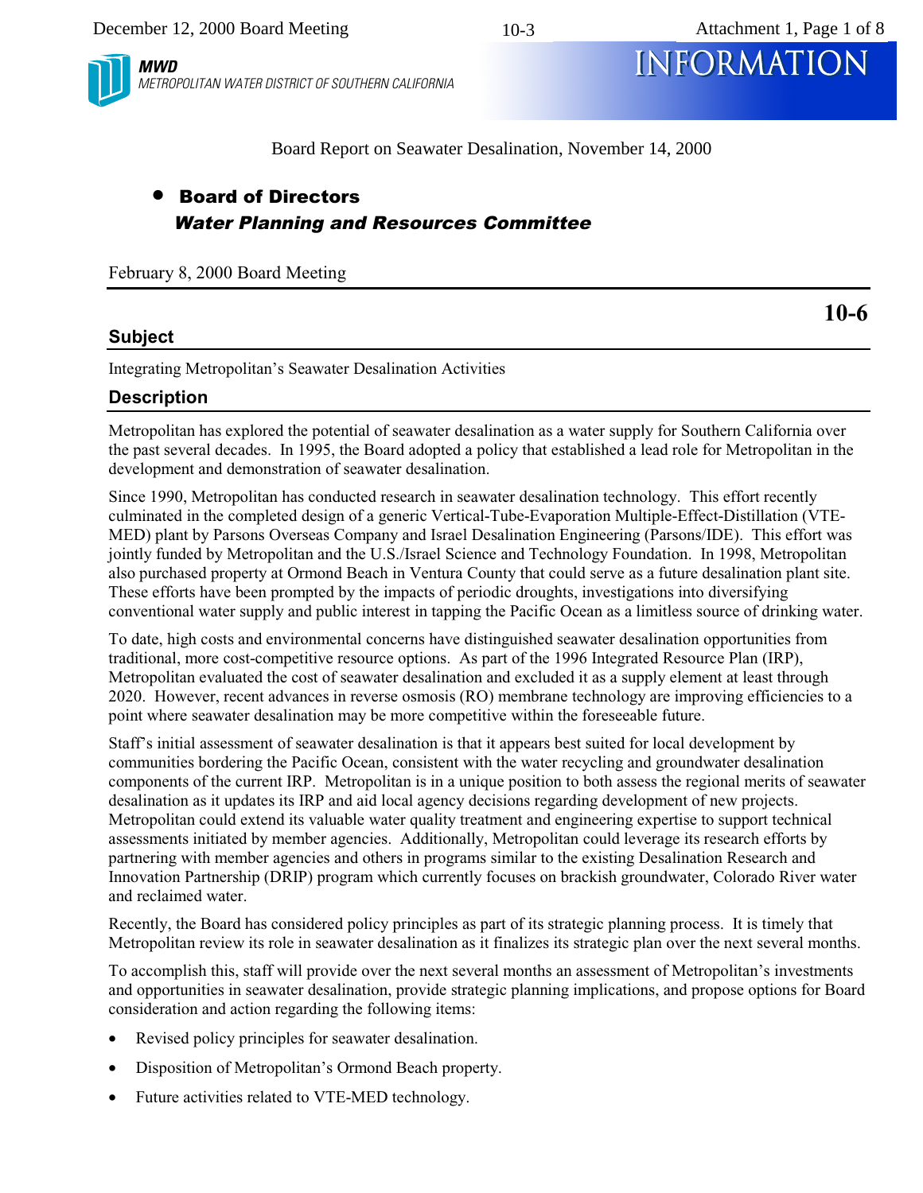Board Report on Seawater Desalination, November 14, 2000

- **Board of Directors**
  ***Water Planning and Resources Committee***

February 8, 2000 Board Meeting

**10-6**

## Subject

Integrating Metropolitan's Seawater Desalination Activities

## Description

Metropolitan has explored the potential of seawater desalination as a water supply for Southern California over the past several decades. In 1995, the Board adopted a policy that established a lead role for Metropolitan in the development and demonstration of seawater desalination.

Since 1990, Metropolitan has conducted research in seawater desalination technology. This effort recently culminated in the completed design of a generic Vertical-Tube-Evaporation Multiple-Effect-Distillation (VTE-MED) plant by Parsons Overseas Company and Israel Desalination Engineering (Parsons/IDE). This effort was jointly funded by Metropolitan and the U.S./Israel Science and Technology Foundation. In 1998, Metropolitan also purchased property at Ormond Beach in Ventura County that could serve as a future desalination plant site. These efforts have been prompted by the impacts of periodic droughts, investigations into diversifying conventional water supply and public interest in tapping the Pacific Ocean as a limitless source of drinking water.

To date, high costs and environmental concerns have distinguished seawater desalination opportunities from traditional, more cost-competitive resource options. As part of the 1996 Integrated Resource Plan (IRP), Metropolitan evaluated the cost of seawater desalination and excluded it as a supply element at least through 2020. However, recent advances in reverse osmosis (RO) membrane technology are improving efficiencies to a point where seawater desalination may be more competitive within the foreseeable future.

Staff's initial assessment of seawater desalination is that it appears best suited for local development by communities bordering the Pacific Ocean, consistent with the water recycling and groundwater desalination components of the current IRP. Metropolitan is in a unique position to both assess the regional merits of seawater desalination as it updates its IRP and aid local agency decisions regarding development of new projects. Metropolitan could extend its valuable water quality treatment and engineering expertise to support technical assessments initiated by member agencies. Additionally, Metropolitan could leverage its research efforts by partnering with member agencies and others in programs similar to the existing Desalination Research and Innovation Partnership (DRIP) program which currently focuses on brackish groundwater, Colorado River water and reclaimed water.

Recently, the Board has considered policy principles as part of its strategic planning process. It is timely that Metropolitan review its role in seawater desalination as it finalizes its strategic plan over the next several months.

To accomplish this, staff will provide over the next several months an assessment of Metropolitan's investments and opportunities in seawater desalination, provide strategic planning implications, and propose options for Board consideration and action regarding the following items:

- Revised policy principles for seawater desalination.
- Disposition of Metropolitan's Ormond Beach property.
- Future activities related to VTE-MED technology.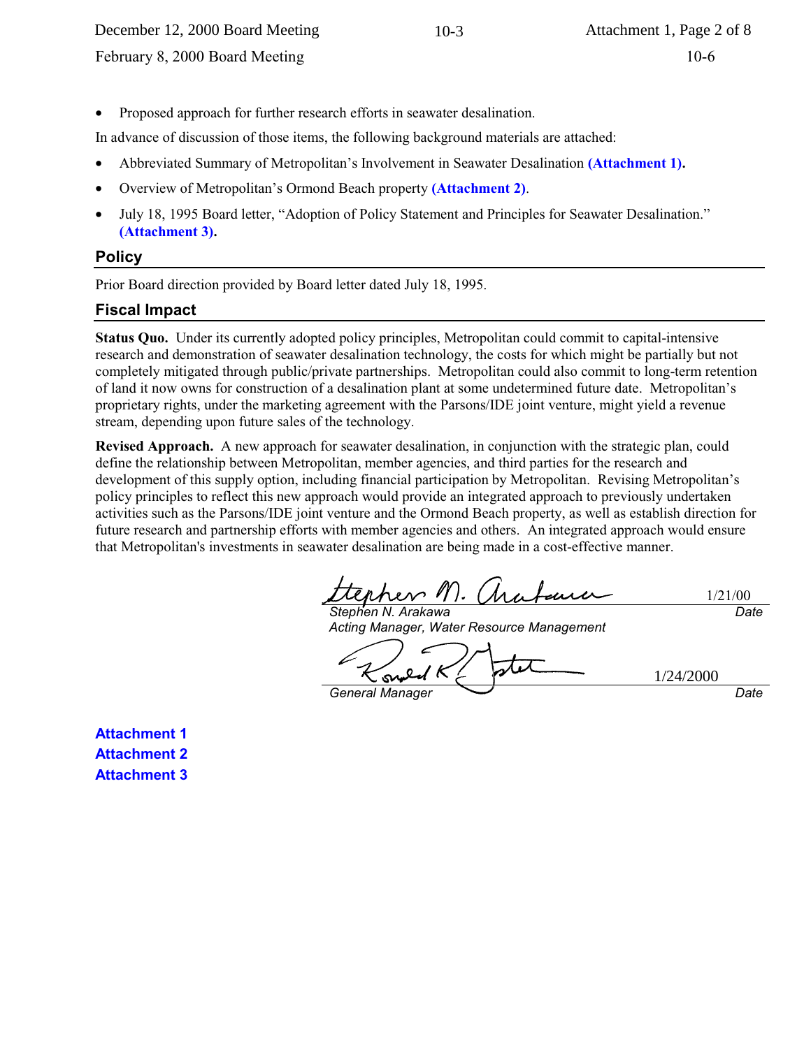- Proposed approach for further research efforts in seawater desalination.

In advance of discussion of those items, the following background materials are attached:

- Abbreviated Summary of Metropolitan's Involvement in Seawater Desalination **(Attachment 1).**
- Overview of Metropolitan's Ormond Beach property **(Attachment 2)**.
- July 18, 1995 Board letter, "Adoption of Policy Statement and Principles for Seawater Desalination." **(Attachment 3).**

## Policy

Prior Board direction provided by Board letter dated July 18, 1995.

## Fiscal Impact

**Status Quo.** Under its currently adopted policy principles, Metropolitan could commit to capital-intensive research and demonstration of seawater desalination technology, the costs for which might be partially but not completely mitigated through public/private partnerships. Metropolitan could also commit to long-term retention of land it now owns for construction of a desalination plant at some undetermined future date. Metropolitan's proprietary rights, under the marketing agreement with the Parsons/IDE joint venture, might yield a revenue stream, depending upon future sales of the technology.

**Revised Approach.** A new approach for seawater desalination, in conjunction with the strategic plan, could define the relationship between Metropolitan, member agencies, and third parties for the research and development of this supply option, including financial participation by Metropolitan. Revising Metropolitan's policy principles to reflect this new approach would provide an integrated approach to previously undertaken activities such as the Parsons/IDE joint venture and the Ormond Beach property, as well as establish direction for future research and partnership efforts with member agencies and others. An integrated approach would ensure that Metropolitan's investments in seawater desalination are being made in a cost-effective manner.

Stephen N. Arakawa — 1/21/00
*Stephen N. Arakawa*
*Acting Manager, Water Resource Management* — *Date*

Ronald R. Gastelum — 1/24/2000
*General Manager* — *Date*

**Attachment 1**
**Attachment 2**
**Attachment 3**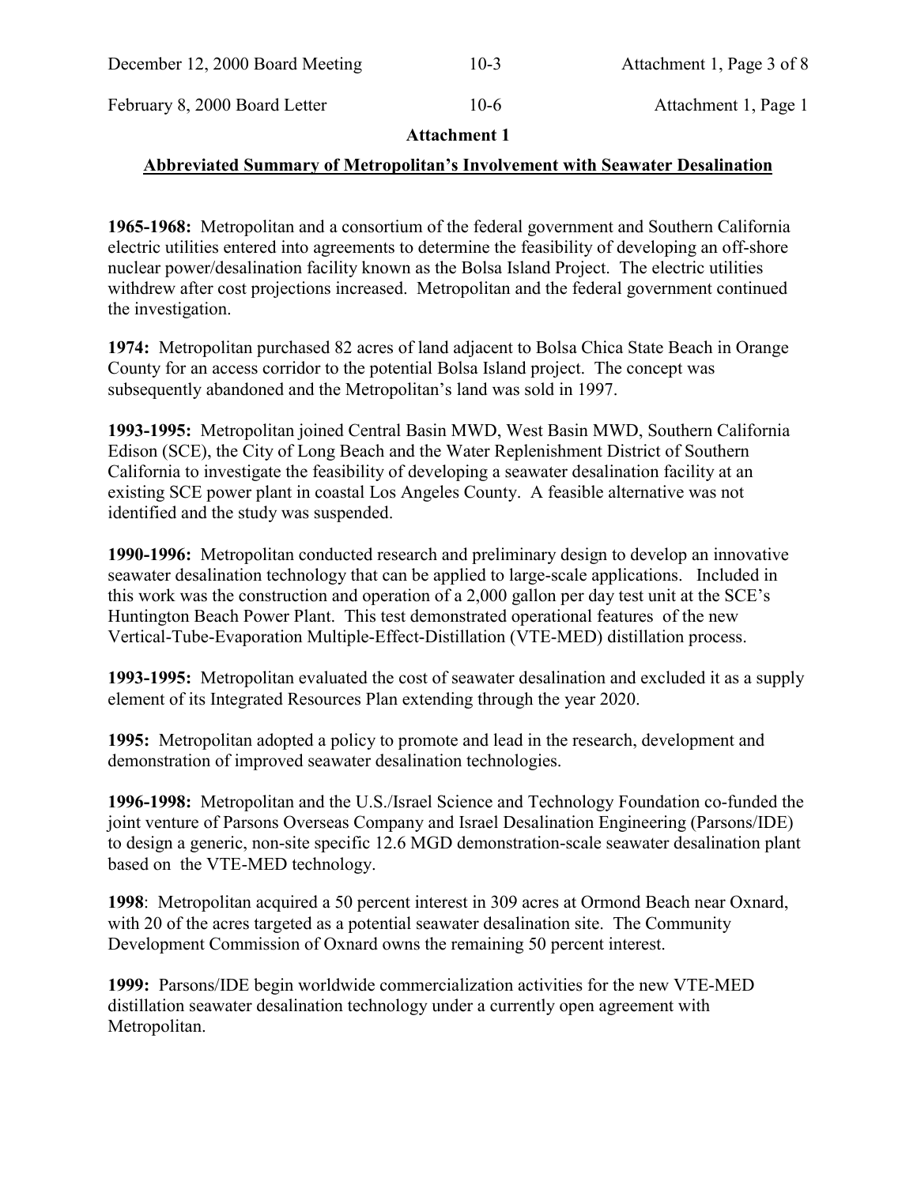## Attachment 1

### Abbreviated Summary of Metropolitan's Involvement with Seawater Desalination

**1965-1968:** Metropolitan and a consortium of the federal government and Southern California electric utilities entered into agreements to determine the feasibility of developing an off-shore nuclear power/desalination facility known as the Bolsa Island Project. The electric utilities withdrew after cost projections increased. Metropolitan and the federal government continued the investigation.

**1974:** Metropolitan purchased 82 acres of land adjacent to Bolsa Chica State Beach in Orange County for an access corridor to the potential Bolsa Island project. The concept was subsequently abandoned and the Metropolitan's land was sold in 1997.

**1993-1995:** Metropolitan joined Central Basin MWD, West Basin MWD, Southern California Edison (SCE), the City of Long Beach and the Water Replenishment District of Southern California to investigate the feasibility of developing a seawater desalination facility at an existing SCE power plant in coastal Los Angeles County. A feasible alternative was not identified and the study was suspended.

**1990-1996:** Metropolitan conducted research and preliminary design to develop an innovative seawater desalination technology that can be applied to large-scale applications. Included in this work was the construction and operation of a 2,000 gallon per day test unit at the SCE's Huntington Beach Power Plant. This test demonstrated operational features of the new Vertical-Tube-Evaporation Multiple-Effect-Distillation (VTE-MED) distillation process.

**1993-1995:** Metropolitan evaluated the cost of seawater desalination and excluded it as a supply element of its Integrated Resources Plan extending through the year 2020.

**1995:** Metropolitan adopted a policy to promote and lead in the research, development and demonstration of improved seawater desalination technologies.

**1996-1998:** Metropolitan and the U.S./Israel Science and Technology Foundation co-funded the joint venture of Parsons Overseas Company and Israel Desalination Engineering (Parsons/IDE) to design a generic, non-site specific 12.6 MGD demonstration-scale seawater desalination plant based on the VTE-MED technology.

**1998**: Metropolitan acquired a 50 percent interest in 309 acres at Ormond Beach near Oxnard, with 20 of the acres targeted as a potential seawater desalination site. The Community Development Commission of Oxnard owns the remaining 50 percent interest.

**1999:** Parsons/IDE begin worldwide commercialization activities for the new VTE-MED distillation seawater desalination technology under a currently open agreement with Metropolitan.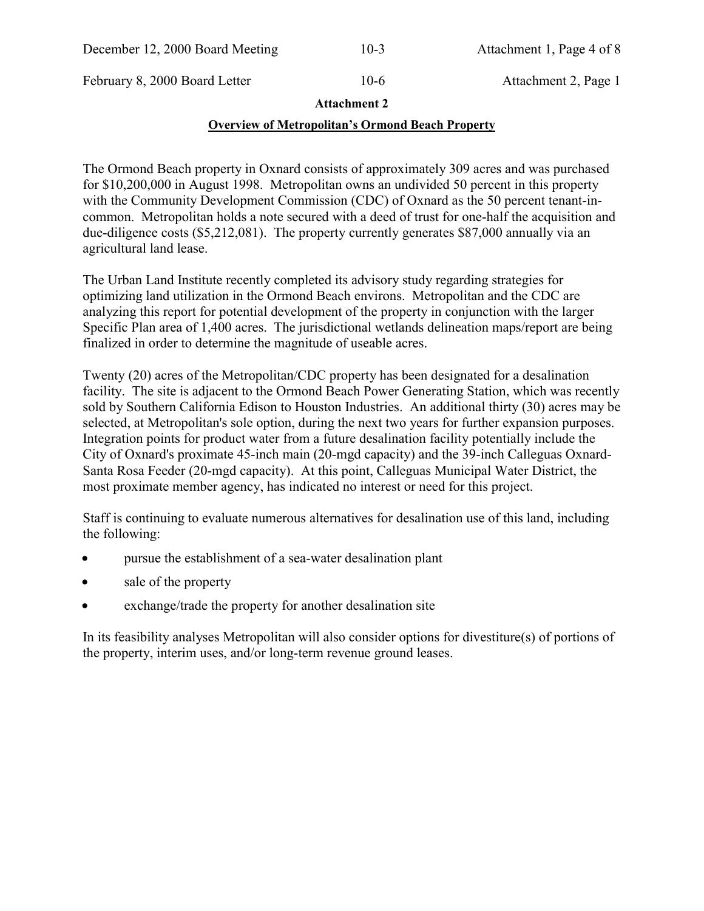**Attachment 2**

**Overview of Metropolitan's Ormond Beach Property**

The Ormond Beach property in Oxnard consists of approximately 309 acres and was purchased for $10,200,000 in August 1998. Metropolitan owns an undivided 50 percent in this property with the Community Development Commission (CDC) of Oxnard as the 50 percent tenant-in-common. Metropolitan holds a note secured with a deed of trust for one-half the acquisition and due-diligence costs ($5,212,081). The property currently generates $87,000 annually via an agricultural land lease.

The Urban Land Institute recently completed its advisory study regarding strategies for optimizing land utilization in the Ormond Beach environs. Metropolitan and the CDC are analyzing this report for potential development of the property in conjunction with the larger Specific Plan area of 1,400 acres. The jurisdictional wetlands delineation maps/report are being finalized in order to determine the magnitude of useable acres.

Twenty (20) acres of the Metropolitan/CDC property has been designated for a desalination facility. The site is adjacent to the Ormond Beach Power Generating Station, which was recently sold by Southern California Edison to Houston Industries. An additional thirty (30) acres may be selected, at Metropolitan's sole option, during the next two years for further expansion purposes. Integration points for product water from a future desalination facility potentially include the City of Oxnard's proximate 45-inch main (20-mgd capacity) and the 39-inch Calleguas Oxnard-Santa Rosa Feeder (20-mgd capacity). At this point, Calleguas Municipal Water District, the most proximate member agency, has indicated no interest or need for this project.

Staff is continuing to evaluate numerous alternatives for desalination use of this land, including the following:

- pursue the establishment of a sea-water desalination plant
- sale of the property
- exchange/trade the property for another desalination site

In its feasibility analyses Metropolitan will also consider options for divestiture(s) of portions of the property, interim uses, and/or long-term revenue ground leases.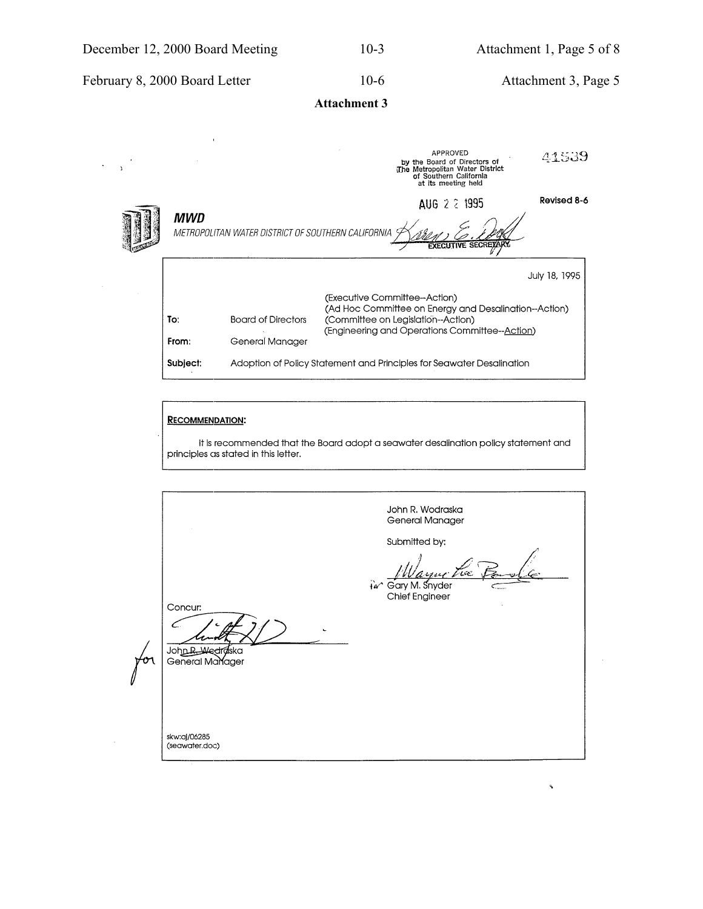**Attachment 3**

APPROVED
by the Board of Directors of
The Metropolitan Water District
of Southern California
at its meeting held

AUG 22 1995

41539

Revised 8-6

**MWD**
METROPOLITAN WATER DISTRICT OF SOUTHERN CALIFORNIA

EXECUTIVE SECRETARY

July 18, 1995

| | | |
|---|---|---|
| **To:** | Board of Directors | (Executive Committee--Action)<br>(Ad Hoc Committee on Energy and Desalination--Action)<br>(Committee on Legislation--Action)<br>(Engineering and Operations Committee--Action) |
| **From:** | General Manager | |
| **Subject:** | Adoption of Policy Statement and Principles for Seawater Desalination | |

**RECOMMENDATION:**

It is recommended that the Board adopt a seawater desalination policy statement and principles as stated in this letter.

John R. Wodraska
General Manager

Submitted by:

for Gary M. Snyder
Chief Engineer

Concur:

for John R. Wodraska
General Manager

skw:aj/06285
(seawater.doc)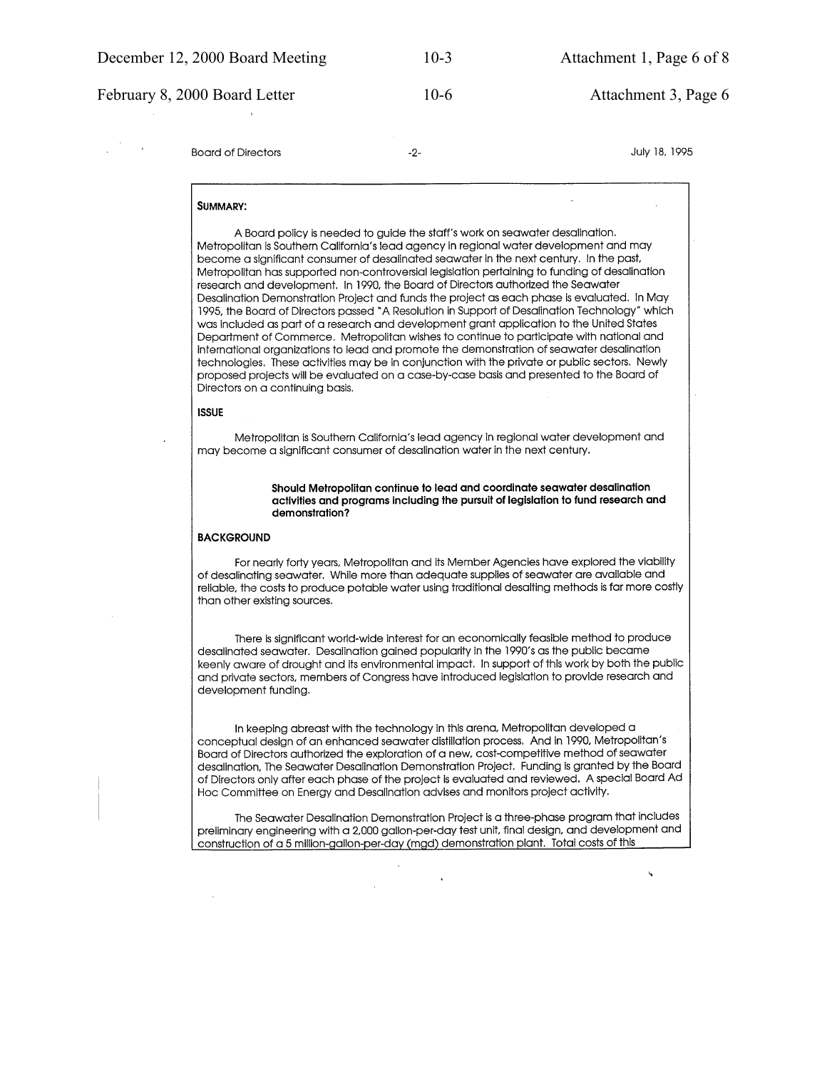**SUMMARY:**

A Board policy is needed to guide the staff's work on seawater desalination. Metropolitan is Southern California's lead agency in regional water development and may become a significant consumer of desalinated seawater in the next century. In the past, Metropolitan has supported non-controversial legislation pertaining to funding of desalination research and development. In 1990, the Board of Directors authorized the Seawater Desalination Demonstration Project and funds the project as each phase is evaluated. In May 1995, the Board of Directors passed "A Resolution in Support of Desalination Technology" which was included as part of a research and development grant application to the United States Department of Commerce. Metropolitan wishes to continue to participate with national and international organizations to lead and promote the demonstration of seawater desalination technologies. These activities may be in conjunction with the private or public sectors. Newly proposed projects will be evaluated on a case-by-case basis and presented to the Board of Directors on a continuing basis.

**ISSUE**

Metropolitan is Southern California's lead agency in regional water development and may become a significant consumer of desalination water in the next century.

**Should Metropolitan continue to lead and coordinate seawater desalination activities and programs including the pursuit of legislation to fund research and demonstration?**

**BACKGROUND**

For nearly forty years, Metropolitan and its Member Agencies have explored the viability of desalinating seawater. While more than adequate supplies of seawater are available and reliable, the costs to produce potable water using traditional desalting methods is far more costly than other existing sources.

There is significant world-wide interest for an economically feasible method to produce desalinated seawater. Desalination gained popularity in the 1990's as the public became keenly aware of drought and its environmental impact. In support of this work by both the public and private sectors, members of Congress have introduced legislation to provide research and development funding.

In keeping abreast with the technology in this arena, Metropolitan developed a conceptual design of an enhanced seawater distillation process. And in 1990, Metropolitan's Board of Directors authorized the exploration of a new, cost-competitive method of seawater desalination, The Seawater Desalination Demonstration Project. Funding is granted by the Board of Directors only after each phase of the project is evaluated and reviewed. A special Board Ad Hoc Committee on Energy and Desalination advises and monitors project activity.

The Seawater Desalination Demonstration Project is a three-phase program that includes preliminary engineering with a 2,000 gallon-per-day test unit, final design, and development and construction of a 5 million-gallon-per-day (mgd) demonstration plant. Total costs of this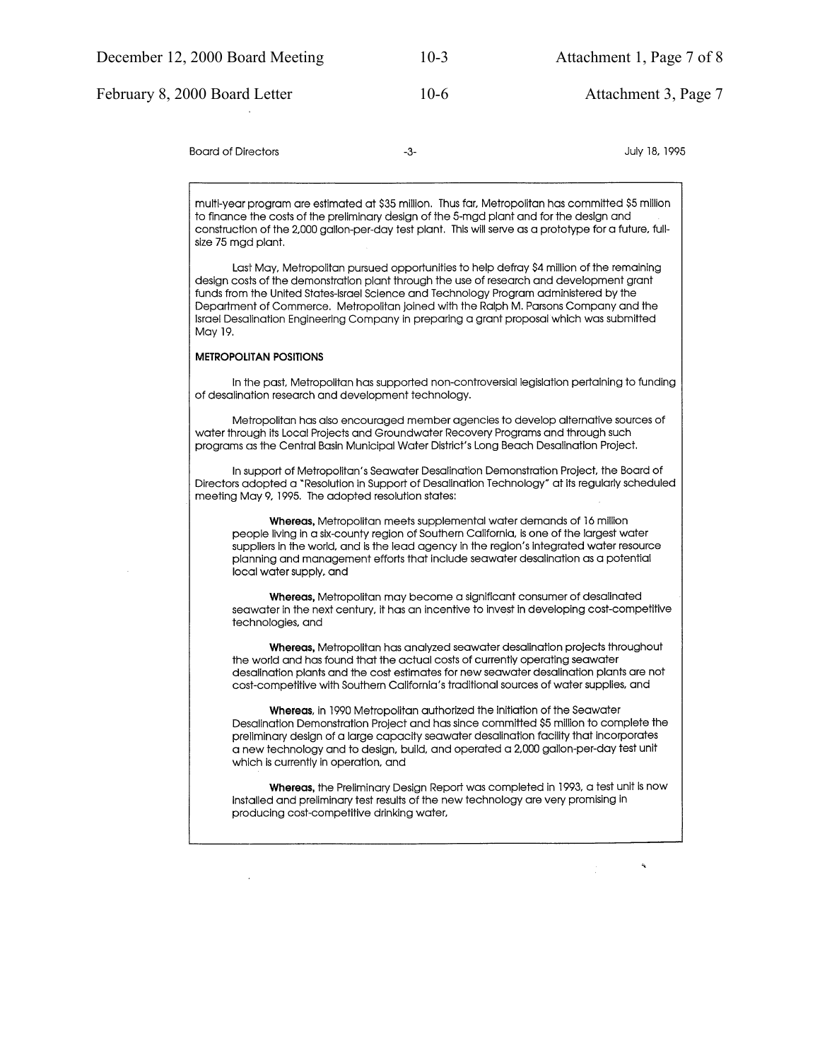multi-year program are estimated at $35 million. Thus far, Metropolitan has committed $5 million to finance the costs of the preliminary design of the 5-mgd plant and for the design and construction of the 2,000 gallon-per-day test plant. This will serve as a prototype for a future, full-size 75 mgd plant.

Last May, Metropolitan pursued opportunities to help defray $4 million of the remaining design costs of the demonstration plant through the use of research and development grant funds from the United States-Israel Science and Technology Program administered by the Department of Commerce. Metropolitan joined with the Ralph M. Parsons Company and the Israel Desalination Engineering Company in preparing a grant proposal which was submitted May 19.

**METROPOLITAN POSITIONS**

In the past, Metropolitan has supported non-controversial legislation pertaining to funding of desalination research and development technology.

Metropolitan has also encouraged member agencies to develop alternative sources of water through its Local Projects and Groundwater Recovery Programs and through such programs as the Central Basin Municipal Water District's Long Beach Desalination Project.

In support of Metropolitan's Seawater Desalination Demonstration Project, the Board of Directors adopted a "Resolution in Support of Desalination Technology" at its regularly scheduled meeting May 9, 1995. The adopted resolution states:

> **Whereas,** Metropolitan meets supplemental water demands of 16 million people living in a six-county region of Southern California, is one of the largest water suppliers in the world, and is the lead agency in the region's integrated water resource planning and management efforts that include seawater desalination as a potential local water supply, and
>
> **Whereas,** Metropolitan may become a significant consumer of desalinated seawater in the next century, it has an incentive to invest in developing cost-competitive technologies, and
>
> **Whereas,** Metropolitan has analyzed seawater desalination projects throughout the world and has found that the actual costs of currently operating seawater desalination plants and the cost estimates for new seawater desalination plants are not cost-competitive with Southern California's traditional sources of water supplies, and
>
> **Whereas,** in 1990 Metropolitan authorized the initiation of the Seawater Desalination Demonstration Project and has since committed $5 million to complete the preliminary design of a large capacity seawater desalination facility that incorporates a new technology and to design, build, and operated a 2,000 gallon-per-day test unit which is currently in operation, and
>
> **Whereas,** the Preliminary Design Report was completed in 1993, a test unit is now installed and preliminary test results of the new technology are very promising in producing cost-competitive drinking water,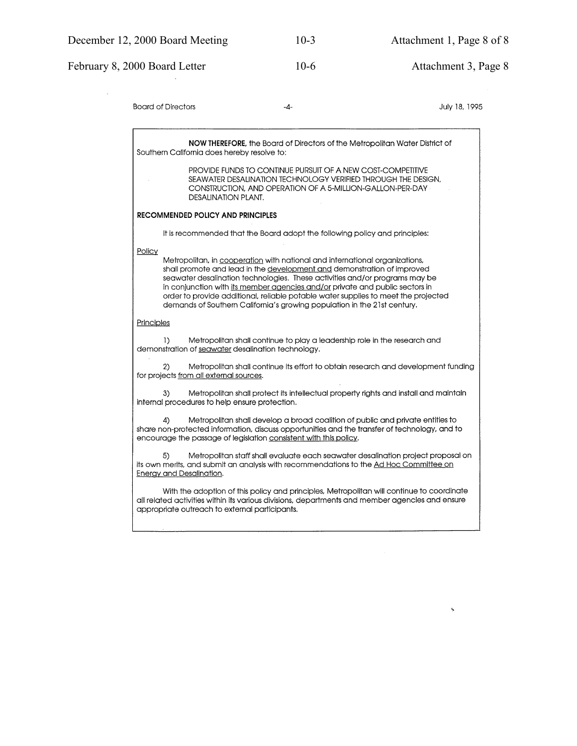**NOW THEREFORE,** the Board of Directors of the Metropolitan Water District of Southern California does hereby resolve to:

PROVIDE FUNDS TO CONTINUE PURSUIT OF A NEW COST-COMPETITIVE SEAWATER DESALINATION TECHNOLOGY VERIFIED THROUGH THE DESIGN, CONSTRUCTION, AND OPERATION OF A 5-MILLION-GALLON-PER-DAY DESALINATION PLANT.

**RECOMMENDED POLICY AND PRINCIPLES**

It is recommended that the Board adopt the following policy and principles:

Policy

Metropolitan, in cooperation with national and international organizations, shall promote and lead in the development and demonstration of improved seawater desalination technologies. These activities and/or programs may be in conjunction with its member agencies and/or private and public sectors in order to provide additional, reliable potable water supplies to meet the projected demands of Southern California's growing population in the 21st century.

Principles

1) Metropolitan shall continue to play a leadership role in the research and demonstration of seawater desalination technology.

2) Metropolitan shall continue its effort to obtain research and development funding for projects from all external sources.

3) Metropolitan shall protect its intellectual property rights and install and maintain internal procedures to help ensure protection.

4) Metropolitan shall develop a broad coalition of public and private entities to share non-protected information, discuss opportunities and the transfer of technology, and to encourage the passage of legislation consistent with this policy.

5) Metropolitan staff shall evaluate each seawater desalination project proposal on its own merits, and submit an analysis with recommendations to the Ad Hoc Committee on Energy and Desalination.

With the adoption of this policy and principles, Metropolitan will continue to coordinate all related activities within its various divisions, departments and member agencies and ensure appropriate outreach to external participants.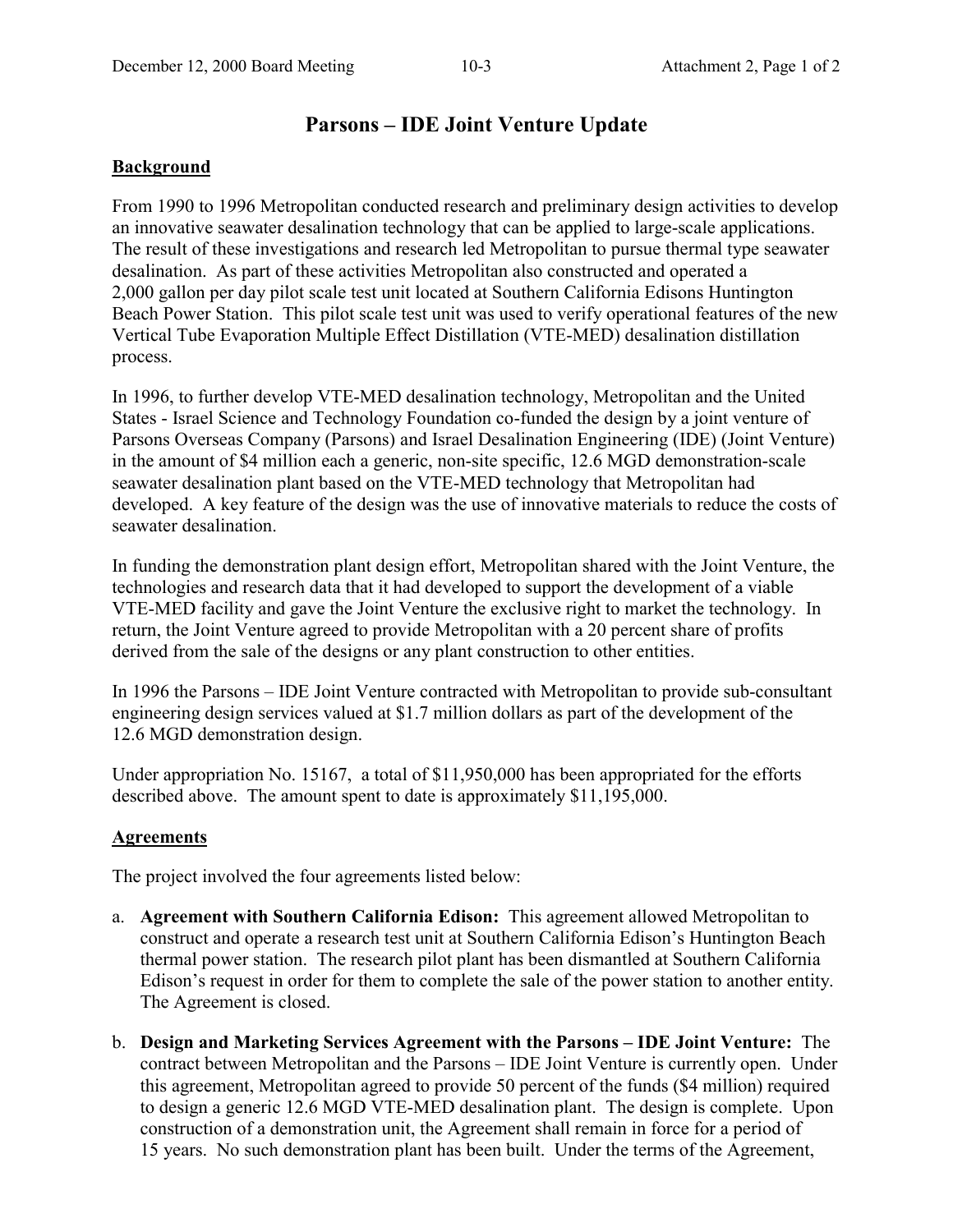# Parsons – IDE Joint Venture Update

## Background

From 1990 to 1996 Metropolitan conducted research and preliminary design activities to develop an innovative seawater desalination technology that can be applied to large-scale applications. The result of these investigations and research led Metropolitan to pursue thermal type seawater desalination. As part of these activities Metropolitan also constructed and operated a 2,000 gallon per day pilot scale test unit located at Southern California Edisons Huntington Beach Power Station. This pilot scale test unit was used to verify operational features of the new Vertical Tube Evaporation Multiple Effect Distillation (VTE-MED) desalination distillation process.

In 1996, to further develop VTE-MED desalination technology, Metropolitan and the United States - Israel Science and Technology Foundation co-funded the design by a joint venture of Parsons Overseas Company (Parsons) and Israel Desalination Engineering (IDE) (Joint Venture) in the amount of $4 million each a generic, non-site specific, 12.6 MGD demonstration-scale seawater desalination plant based on the VTE-MED technology that Metropolitan had developed. A key feature of the design was the use of innovative materials to reduce the costs of seawater desalination.

In funding the demonstration plant design effort, Metropolitan shared with the Joint Venture, the technologies and research data that it had developed to support the development of a viable VTE-MED facility and gave the Joint Venture the exclusive right to market the technology. In return, the Joint Venture agreed to provide Metropolitan with a 20 percent share of profits derived from the sale of the designs or any plant construction to other entities.

In 1996 the Parsons – IDE Joint Venture contracted with Metropolitan to provide sub-consultant engineering design services valued at $1.7 million dollars as part of the development of the 12.6 MGD demonstration design.

Under appropriation No. 15167, a total of $11,950,000 has been appropriated for the efforts described above. The amount spent to date is approximately $11,195,000.

## Agreements

The project involved the four agreements listed below:

a. **Agreement with Southern California Edison:** This agreement allowed Metropolitan to construct and operate a research test unit at Southern California Edison's Huntington Beach thermal power station. The research pilot plant has been dismantled at Southern California Edison's request in order for them to complete the sale of the power station to another entity. The Agreement is closed.

b. **Design and Marketing Services Agreement with the Parsons – IDE Joint Venture:** The contract between Metropolitan and the Parsons – IDE Joint Venture is currently open. Under this agreement, Metropolitan agreed to provide 50 percent of the funds ($4 million) required to design a generic 12.6 MGD VTE-MED desalination plant. The design is complete. Upon construction of a demonstration unit, the Agreement shall remain in force for a period of 15 years. No such demonstration plant has been built. Under the terms of the Agreement,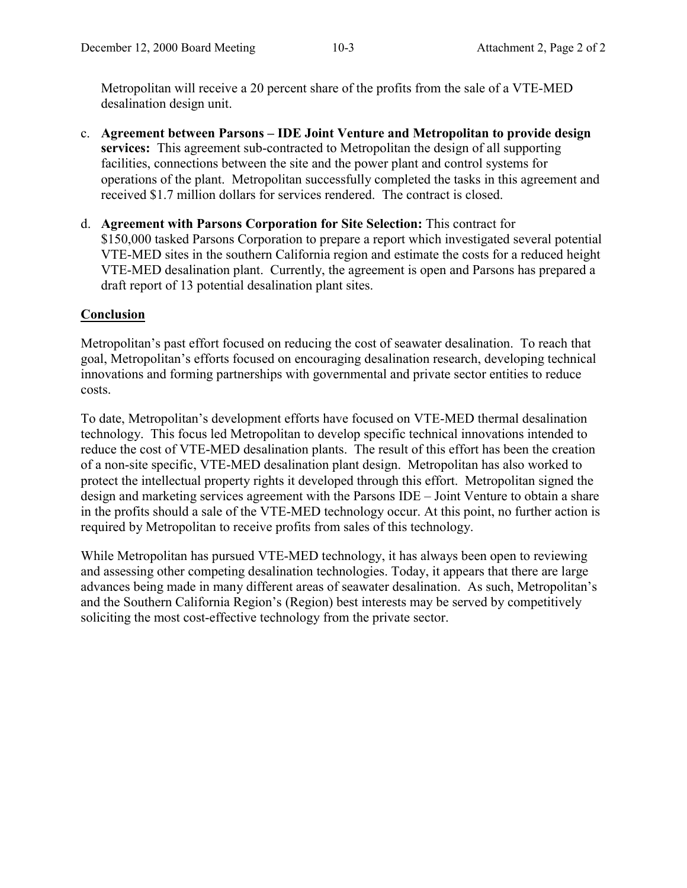Metropolitan will receive a 20 percent share of the profits from the sale of a VTE-MED desalination design unit.

c. **Agreement between Parsons – IDE Joint Venture and Metropolitan to provide design services:** This agreement sub-contracted to Metropolitan the design of all supporting facilities, connections between the site and the power plant and control systems for operations of the plant. Metropolitan successfully completed the tasks in this agreement and received $1.7 million dollars for services rendered. The contract is closed.

d. **Agreement with Parsons Corporation for Site Selection:** This contract for $150,000 tasked Parsons Corporation to prepare a report which investigated several potential VTE-MED sites in the southern California region and estimate the costs for a reduced height VTE-MED desalination plant. Currently, the agreement is open and Parsons has prepared a draft report of 13 potential desalination plant sites.

## Conclusion

Metropolitan's past effort focused on reducing the cost of seawater desalination. To reach that goal, Metropolitan's efforts focused on encouraging desalination research, developing technical innovations and forming partnerships with governmental and private sector entities to reduce costs.

To date, Metropolitan's development efforts have focused on VTE-MED thermal desalination technology. This focus led Metropolitan to develop specific technical innovations intended to reduce the cost of VTE-MED desalination plants. The result of this effort has been the creation of a non-site specific, VTE-MED desalination plant design. Metropolitan has also worked to protect the intellectual property rights it developed through this effort. Metropolitan signed the design and marketing services agreement with the Parsons IDE – Joint Venture to obtain a share in the profits should a sale of the VTE-MED technology occur. At this point, no further action is required by Metropolitan to receive profits from sales of this technology.

While Metropolitan has pursued VTE-MED technology, it has always been open to reviewing and assessing other competing desalination technologies. Today, it appears that there are large advances being made in many different areas of seawater desalination. As such, Metropolitan's and the Southern California Region's (Region) best interests may be served by competitively soliciting the most cost-effective technology from the private sector.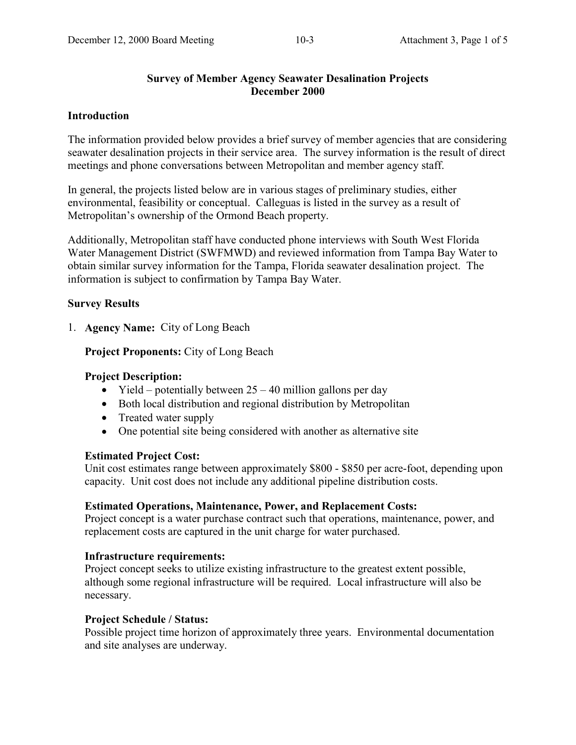## Survey of Member Agency Seawater Desalination Projects
## December 2000

### Introduction

The information provided below provides a brief survey of member agencies that are considering seawater desalination projects in their service area. The survey information is the result of direct meetings and phone conversations between Metropolitan and member agency staff.

In general, the projects listed below are in various stages of preliminary studies, either environmental, feasibility or conceptual. Calleguas is listed in the survey as a result of Metropolitan's ownership of the Ormond Beach property.

Additionally, Metropolitan staff have conducted phone interviews with South West Florida Water Management District (SWFMWD) and reviewed information from Tampa Bay Water to obtain similar survey information for the Tampa, Florida seawater desalination project. The information is subject to confirmation by Tampa Bay Water.

### Survey Results

1. **Agency Name:** City of Long Beach

   **Project Proponents:** City of Long Beach

   **Project Description:**
   - Yield – potentially between 25 – 40 million gallons per day
   - Both local distribution and regional distribution by Metropolitan
   - Treated water supply
   - One potential site being considered with another as alternative site

   **Estimated Project Cost:**
   Unit cost estimates range between approximately $800 - $850 per acre-foot, depending upon capacity. Unit cost does not include any additional pipeline distribution costs.

   **Estimated Operations, Maintenance, Power, and Replacement Costs:**
   Project concept is a water purchase contract such that operations, maintenance, power, and replacement costs are captured in the unit charge for water purchased.

   **Infrastructure requirements:**
   Project concept seeks to utilize existing infrastructure to the greatest extent possible, although some regional infrastructure will be required. Local infrastructure will also be necessary.

   **Project Schedule / Status:**
   Possible project time horizon of approximately three years. Environmental documentation and site analyses are underway.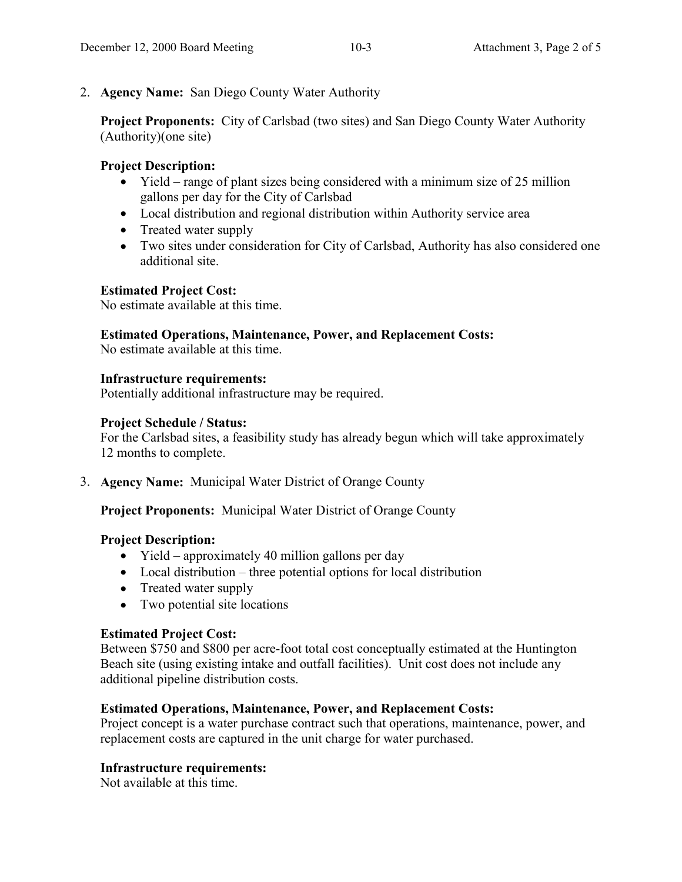2. **Agency Name:** San Diego County Water Authority

   **Project Proponents:** City of Carlsbad (two sites) and San Diego County Water Authority (Authority)(one site)

   **Project Description:**
   - Yield – range of plant sizes being considered with a minimum size of 25 million gallons per day for the City of Carlsbad
   - Local distribution and regional distribution within Authority service area
   - Treated water supply
   - Two sites under consideration for City of Carlsbad, Authority has also considered one additional site.

   **Estimated Project Cost:**
   No estimate available at this time.

   **Estimated Operations, Maintenance, Power, and Replacement Costs:**
   No estimate available at this time.

   **Infrastructure requirements:**
   Potentially additional infrastructure may be required.

   **Project Schedule / Status:**
   For the Carlsbad sites, a feasibility study has already begun which will take approximately 12 months to complete.

3. **Agency Name:** Municipal Water District of Orange County

   **Project Proponents:** Municipal Water District of Orange County

   **Project Description:**
   - Yield – approximately 40 million gallons per day
   - Local distribution – three potential options for local distribution
   - Treated water supply
   - Two potential site locations

   **Estimated Project Cost:**
   Between $750 and $800 per acre-foot total cost conceptually estimated at the Huntington Beach site (using existing intake and outfall facilities). Unit cost does not include any additional pipeline distribution costs.

   **Estimated Operations, Maintenance, Power, and Replacement Costs:**
   Project concept is a water purchase contract such that operations, maintenance, power, and replacement costs are captured in the unit charge for water purchased.

   **Infrastructure requirements:**
   Not available at this time.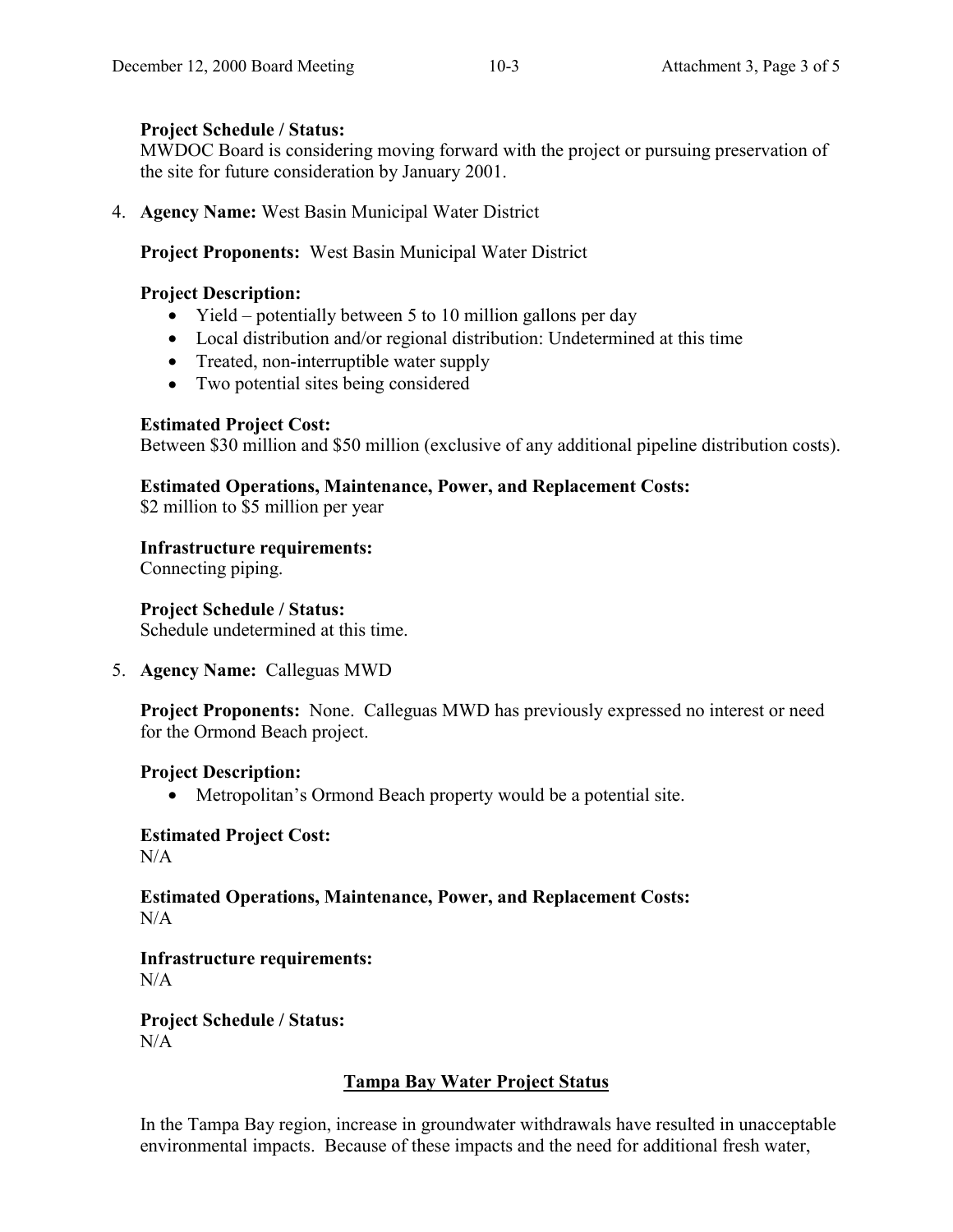**Project Schedule / Status:**
MWDOC Board is considering moving forward with the project or pursuing preservation of the site for future consideration by January 2001.

4. **Agency Name:** West Basin Municipal Water District

   **Project Proponents:** West Basin Municipal Water District

   **Project Description:**
   - Yield – potentially between 5 to 10 million gallons per day
   - Local distribution and/or regional distribution: Undetermined at this time
   - Treated, non-interruptible water supply
   - Two potential sites being considered

   **Estimated Project Cost:**
   Between $30 million and $50 million (exclusive of any additional pipeline distribution costs).

   **Estimated Operations, Maintenance, Power, and Replacement Costs:**
   $2 million to $5 million per year

   **Infrastructure requirements:**
   Connecting piping.

   **Project Schedule / Status:**
   Schedule undetermined at this time.

5. **Agency Name:** Calleguas MWD

   **Project Proponents:** None. Calleguas MWD has previously expressed no interest or need for the Ormond Beach project.

   **Project Description:**
   - Metropolitan's Ormond Beach property would be a potential site.

   **Estimated Project Cost:**
   N/A

   **Estimated Operations, Maintenance, Power, and Replacement Costs:**
   N/A

   **Infrastructure requirements:**
   N/A

   **Project Schedule / Status:**
   N/A

## Tampa Bay Water Project Status

In the Tampa Bay region, increase in groundwater withdrawals have resulted in unacceptable environmental impacts. Because of these impacts and the need for additional fresh water,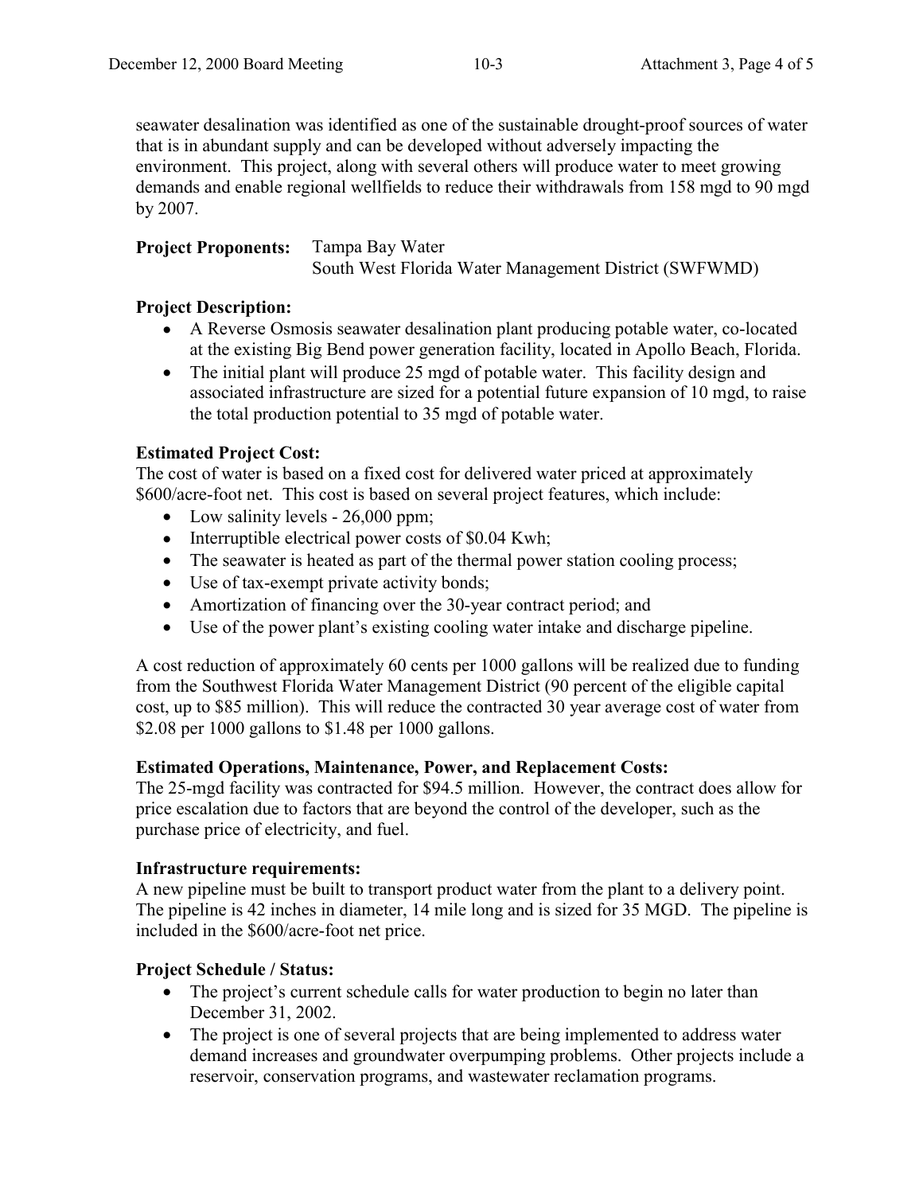seawater desalination was identified as one of the sustainable drought-proof sources of water that is in abundant supply and can be developed without adversely impacting the environment. This project, along with several others will produce water to meet growing demands and enable regional wellfields to reduce their withdrawals from 158 mgd to 90 mgd by 2007.

**Project Proponents:** Tampa Bay Water
South West Florida Water Management District (SWFWMD)

**Project Description:**

- A Reverse Osmosis seawater desalination plant producing potable water, co-located at the existing Big Bend power generation facility, located in Apollo Beach, Florida.
- The initial plant will produce 25 mgd of potable water. This facility design and associated infrastructure are sized for a potential future expansion of 10 mgd, to raise the total production potential to 35 mgd of potable water.

**Estimated Project Cost:**
The cost of water is based on a fixed cost for delivered water priced at approximately $600/acre-foot net. This cost is based on several project features, which include:

- Low salinity levels - 26,000 ppm;
- Interruptible electrical power costs of $0.04 Kwh;
- The seawater is heated as part of the thermal power station cooling process;
- Use of tax-exempt private activity bonds;
- Amortization of financing over the 30-year contract period; and
- Use of the power plant's existing cooling water intake and discharge pipeline.

A cost reduction of approximately 60 cents per 1000 gallons will be realized due to funding from the Southwest Florida Water Management District (90 percent of the eligible capital cost, up to $85 million). This will reduce the contracted 30 year average cost of water from $2.08 per 1000 gallons to $1.48 per 1000 gallons.

**Estimated Operations, Maintenance, Power, and Replacement Costs:**
The 25-mgd facility was contracted for $94.5 million. However, the contract does allow for price escalation due to factors that are beyond the control of the developer, such as the purchase price of electricity, and fuel.

**Infrastructure requirements:**
A new pipeline must be built to transport product water from the plant to a delivery point. The pipeline is 42 inches in diameter, 14 mile long and is sized for 35 MGD. The pipeline is included in the $600/acre-foot net price.

**Project Schedule / Status:**

- The project's current schedule calls for water production to begin no later than December 31, 2002.
- The project is one of several projects that are being implemented to address water demand increases and groundwater overpumping problems. Other projects include a reservoir, conservation programs, and wastewater reclamation programs.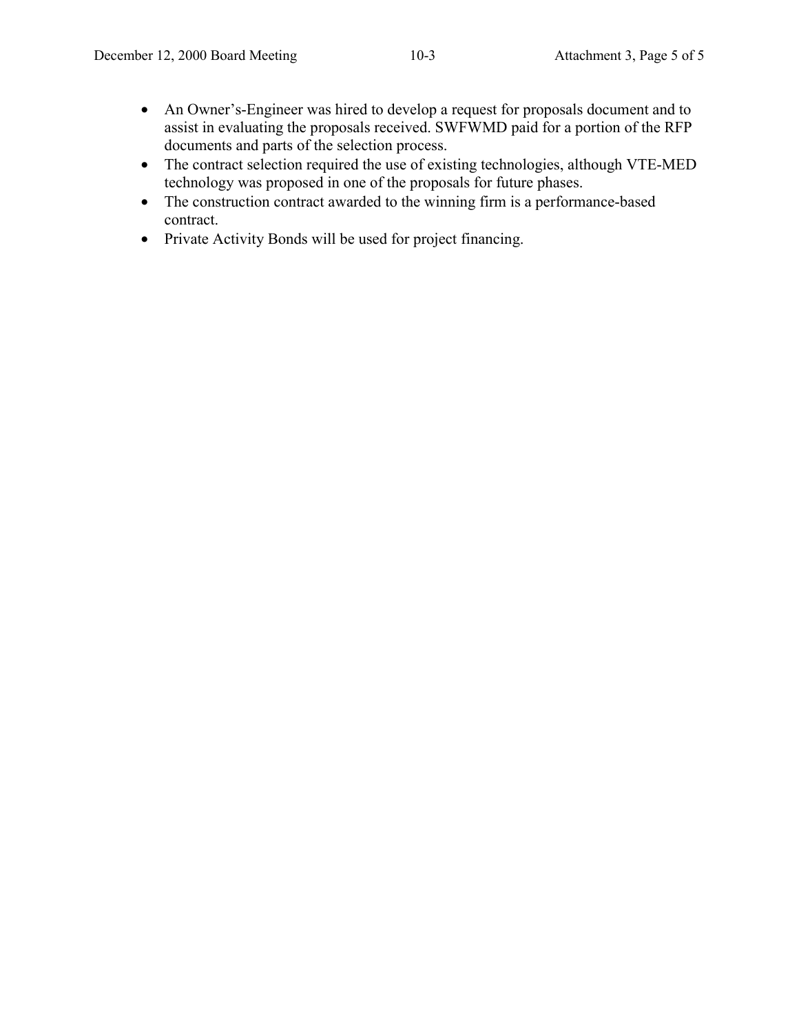- An Owner's-Engineer was hired to develop a request for proposals document and to assist in evaluating the proposals received. SWFWMD paid for a portion of the RFP documents and parts of the selection process.
- The contract selection required the use of existing technologies, although VTE-MED technology was proposed in one of the proposals for future phases.
- The construction contract awarded to the winning firm is a performance-based contract.
- Private Activity Bonds will be used for project financing.